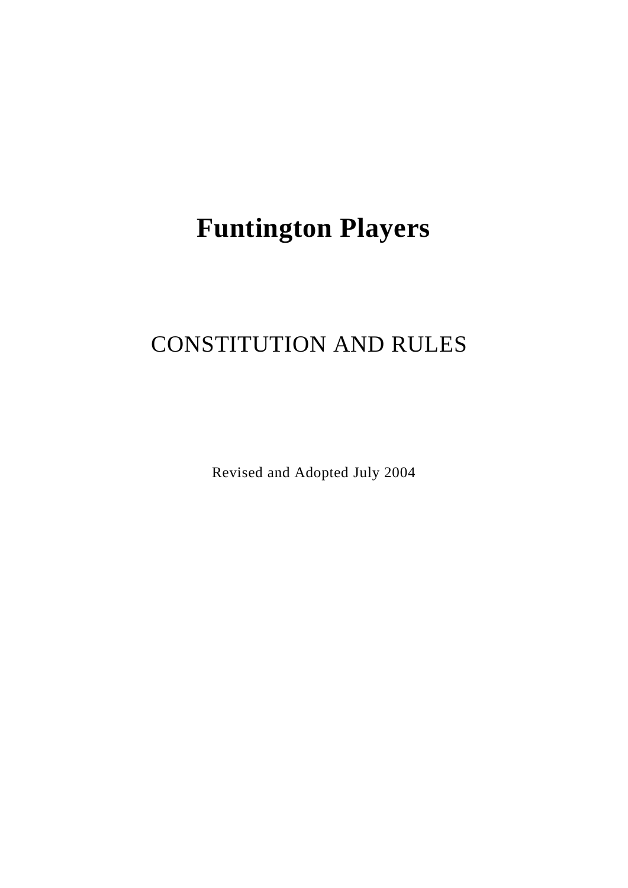# Funtington Players

## CONSTITUTION AND RULES

Revised and Adopted July 2004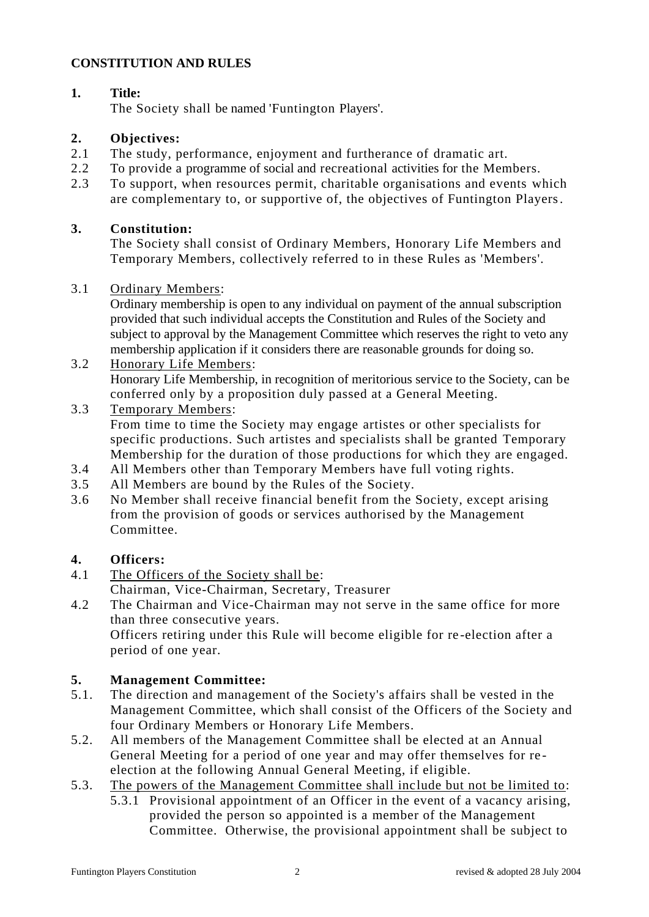**CONSTITUTION AND RULES**

**1. Title:**
The Society shall be named 'Funtington Players'.

**2. Objectives:**

2.1 The study, performance, enjoyment and furtherance of dramatic art.

2.2 To provide a programme of social and recreational activities for the Members.

2.3 To support, when resources permit, charitable organisations and events which are complementary to, or supportive of, the objectives of Funtington Players.

**3. Constitution:**
The Society shall consist of Ordinary Members, Honorary Life Members and Temporary Members, collectively referred to in these Rules as 'Members'.

3.1 Ordinary Members:
Ordinary membership is open to any individual on payment of the annual subscription provided that such individual accepts the Constitution and Rules of the Society and subject to approval by the Management Committee which reserves the right to veto any membership application if it considers there are reasonable grounds for doing so.

3.2 Honorary Life Members:
Honorary Life Membership, in recognition of meritorious service to the Society, can be conferred only by a proposition duly passed at a General Meeting.

3.3 Temporary Members:
From time to time the Society may engage artistes or other specialists for specific productions. Such artistes and specialists shall be granted Temporary Membership for the duration of those productions for which they are engaged.

3.4 All Members other than Temporary Members have full voting rights.

3.5 All Members are bound by the Rules of the Society.

3.6 No Member shall receive financial benefit from the Society, except arising from the provision of goods or services authorised by the Management Committee.

**4. Officers:**

4.1 The Officers of the Society shall be:
Chairman, Vice-Chairman, Secretary, Treasurer

4.2 The Chairman and Vice-Chairman may not serve in the same office for more than three consecutive years.
Officers retiring under this Rule will become eligible for re-election after a period of one year.

**5. Management Committee:**

5.1. The direction and management of the Society's affairs shall be vested in the Management Committee, which shall consist of the Officers of the Society and four Ordinary Members or Honorary Life Members.

5.2. All members of the Management Committee shall be elected at an Annual General Meeting for a period of one year and may offer themselves for re-election at the following Annual General Meeting, if eligible.

5.3. The powers of the Management Committee shall include but not be limited to:

5.3.1 Provisional appointment of an Officer in the event of a vacancy arising, provided the person so appointed is a member of the Management Committee. Otherwise, the provisional appointment shall be subject to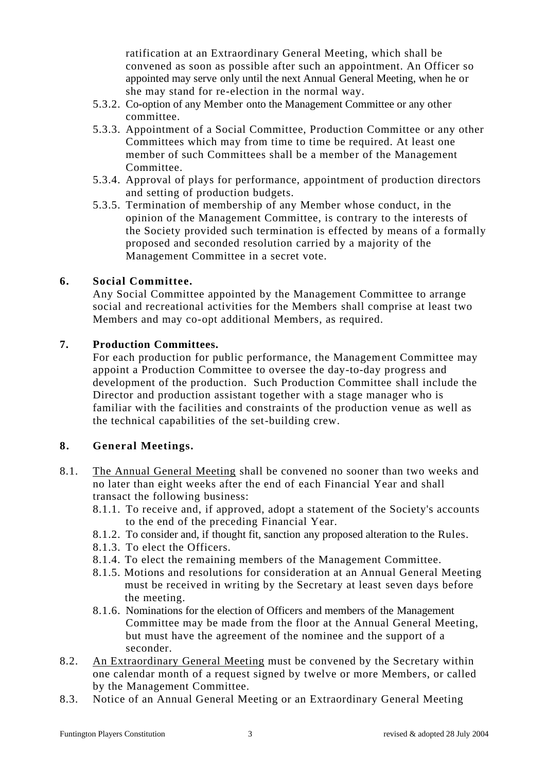ratification at an Extraordinary General Meeting, which shall be convened as soon as possible after such an appointment. An Officer so appointed may serve only until the next Annual General Meeting, when he or she may stand for re-election in the normal way.

5.3.2. Co-option of any Member onto the Management Committee or any other committee.

5.3.3. Appointment of a Social Committee, Production Committee or any other Committees which may from time to time be required. At least one member of such Committees shall be a member of the Management Committee.

5.3.4. Approval of plays for performance, appointment of production directors and setting of production budgets.

5.3.5. Termination of membership of any Member whose conduct, in the opinion of the Management Committee, is contrary to the interests of the Society provided such termination is effected by means of a formally proposed and seconded resolution carried by a majority of the Management Committee in a secret vote.

## 6. Social Committee.

Any Social Committee appointed by the Management Committee to arrange social and recreational activities for the Members shall comprise at least two Members and may co-opt additional Members, as required.

## 7. Production Committees.

For each production for public performance, the Management Committee may appoint a Production Committee to oversee the day-to-day progress and development of the production. Such Production Committee shall include the Director and production assistant together with a stage manager who is familiar with the facilities and constraints of the production venue as well as the technical capabilities of the set-building crew.

## 8. General Meetings.

8.1. The Annual General Meeting shall be convened no sooner than two weeks and no later than eight weeks after the end of each Financial Year and shall transact the following business:

8.1.1. To receive and, if approved, adopt a statement of the Society's accounts to the end of the preceding Financial Year.

8.1.2. To consider and, if thought fit, sanction any proposed alteration to the Rules.

8.1.3. To elect the Officers.

8.1.4. To elect the remaining members of the Management Committee.

8.1.5. Motions and resolutions for consideration at an Annual General Meeting must be received in writing by the Secretary at least seven days before the meeting.

8.1.6. Nominations for the election of Officers and members of the Management Committee may be made from the floor at the Annual General Meeting, but must have the agreement of the nominee and the support of a seconder.

8.2. An Extraordinary General Meeting must be convened by the Secretary within one calendar month of a request signed by twelve or more Members, or called by the Management Committee.

8.3. Notice of an Annual General Meeting or an Extraordinary General Meeting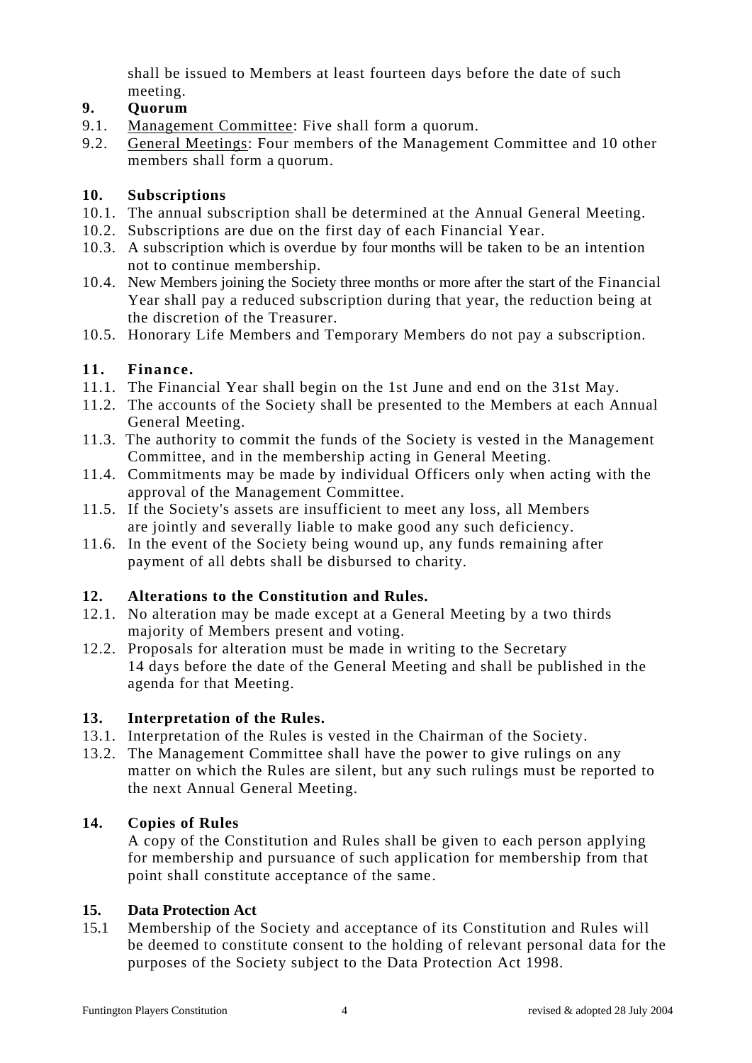shall be issued to Members at least fourteen days before the date of such meeting.

## 9. Quorum

9.1. Management Committee: Five shall form a quorum.

9.2. General Meetings: Four members of the Management Committee and 10 other members shall form a quorum.

## 10. Subscriptions

10.1. The annual subscription shall be determined at the Annual General Meeting.

10.2. Subscriptions are due on the first day of each Financial Year.

10.3. A subscription which is overdue by four months will be taken to be an intention not to continue membership.

10.4. New Members joining the Society three months or more after the start of the Financial Year shall pay a reduced subscription during that year, the reduction being at the discretion of the Treasurer.

10.5. Honorary Life Members and Temporary Members do not pay a subscription.

## 11. Finance.

11.1. The Financial Year shall begin on the 1st June and end on the 31st May.

11.2. The accounts of the Society shall be presented to the Members at each Annual General Meeting.

11.3. The authority to commit the funds of the Society is vested in the Management Committee, and in the membership acting in General Meeting.

11.4. Commitments may be made by individual Officers only when acting with the approval of the Management Committee.

11.5. If the Society's assets are insufficient to meet any loss, all Members are jointly and severally liable to make good any such deficiency.

11.6. In the event of the Society being wound up, any funds remaining after payment of all debts shall be disbursed to charity.

## 12. Alterations to the Constitution and Rules.

12.1. No alteration may be made except at a General Meeting by a two thirds majority of Members present and voting.

12.2. Proposals for alteration must be made in writing to the Secretary 14 days before the date of the General Meeting and shall be published in the agenda for that Meeting.

## 13. Interpretation of the Rules.

13.1. Interpretation of the Rules is vested in the Chairman of the Society.

13.2. The Management Committee shall have the power to give rulings on any matter on which the Rules are silent, but any such rulings must be reported to the next Annual General Meeting.

## 14. Copies of Rules

A copy of the Constitution and Rules shall be given to each person applying for membership and pursuance of such application for membership from that point shall constitute acceptance of the same.

## 15. Data Protection Act

15.1 Membership of the Society and acceptance of its Constitution and Rules will be deemed to constitute consent to the holding of relevant personal data for the purposes of the Society subject to the Data Protection Act 1998.